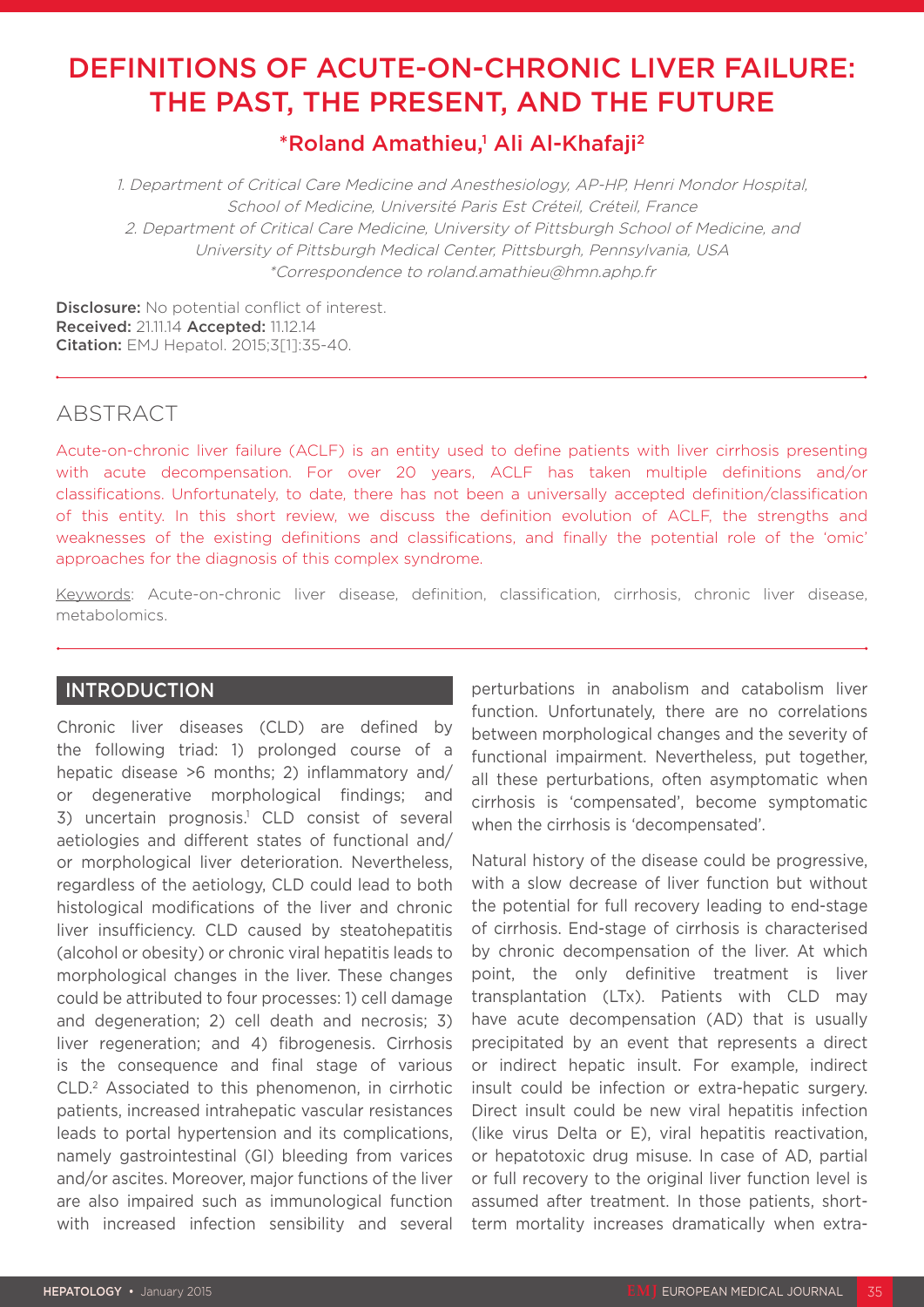# DEFINITIONS OF ACUTE-ON-CHRONIC LIVER FAILURE: THE PAST, THE PRESENT, AND THE FUTURE

**\*Roland Amathieu,[1] Ali Al-Khafaji[2]**

*1. Department of Critical Care Medicine and Anesthesiology, AP-HP, Henri Mondor Hospital, School of Medicine, Université Paris Est Créteil, Créteil, France*
*2. Department of Critical Care Medicine, University of Pittsburgh School of Medicine, and University of Pittsburgh Medical Center, Pittsburgh, Pennsylvania, USA*
*\*Correspondence to roland.amathieu@hmn.aphp.fr*

**Disclosure:** No potential conflict of interest.
**Received:** 21.11.14 **Accepted:** 11.12.14
**Citation:** EMJ Hepatol. 2015;3[1]:35-40.

## ABSTRACT

Acute-on-chronic liver failure (ACLF) is an entity used to define patients with liver cirrhosis presenting with acute decompensation. For over 20 years, ACLF has taken multiple definitions and/or classifications. Unfortunately, to date, there has not been a universally accepted definition/classification of this entity. In this short review, we discuss the definition evolution of ACLF, the strengths and weaknesses of the existing definitions and classifications, and finally the potential role of the 'omic' approaches for the diagnosis of this complex syndrome.

Keywords: Acute-on-chronic liver disease, definition, classification, cirrhosis, chronic liver disease, metabolomics.

## INTRODUCTION

Chronic liver diseases (CLD) are defined by the following triad: 1) prolonged course of a hepatic disease >6 months; 2) inflammatory and/or degenerative morphological findings; and 3) uncertain prognosis.[1] CLD consist of several aetiologies and different states of functional and/or morphological liver deterioration. Nevertheless, regardless of the aetiology, CLD could lead to both histological modifications of the liver and chronic liver insufficiency. CLD caused by steatohepatitis (alcohol or obesity) or chronic viral hepatitis leads to morphological changes in the liver. These changes could be attributed to four processes: 1) cell damage and degeneration; 2) cell death and necrosis; 3) liver regeneration; and 4) fibrogenesis. Cirrhosis is the consequence and final stage of various CLD.[2] Associated to this phenomenon, in cirrhotic patients, increased intrahepatic vascular resistances leads to portal hypertension and its complications, namely gastrointestinal (GI) bleeding from varices and/or ascites. Moreover, major functions of the liver are also impaired such as immunological function with increased infection sensibility and several perturbations in anabolism and catabolism liver function. Unfortunately, there are no correlations between morphological changes and the severity of functional impairment. Nevertheless, put together, all these perturbations, often asymptomatic when cirrhosis is 'compensated', become symptomatic when the cirrhosis is 'decompensated'.

Natural history of the disease could be progressive, with a slow decrease of liver function but without the potential for full recovery leading to end-stage of cirrhosis. End-stage of cirrhosis is characterised by chronic decompensation of the liver. At which point, the only definitive treatment is liver transplantation (LTx). Patients with CLD may have acute decompensation (AD) that is usually precipitated by an event that represents a direct or indirect hepatic insult. For example, indirect insult could be infection or extra-hepatic surgery. Direct insult could be new viral hepatitis infection (like virus Delta or E), viral hepatitis reactivation, or hepatotoxic drug misuse. In case of AD, partial or full recovery to the original liver function level is assumed after treatment. In those patients, short-term mortality increases dramatically when extra-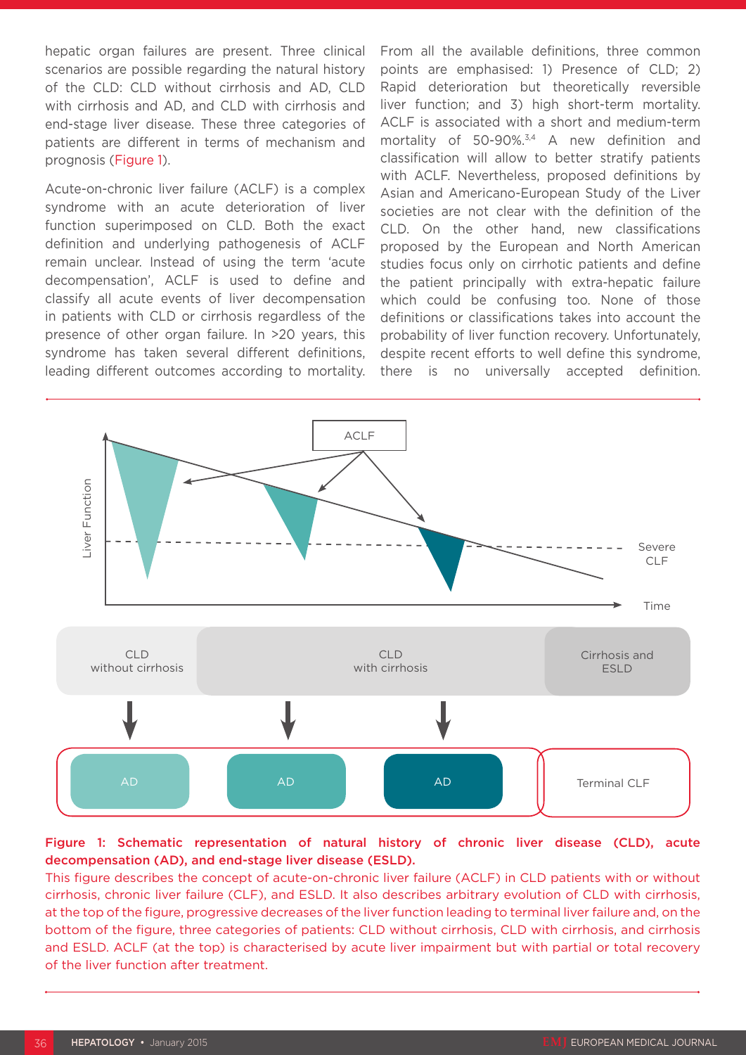hepatic organ failures are present. Three clinical scenarios are possible regarding the natural history of the CLD: CLD without cirrhosis and AD, CLD with cirrhosis and AD, and CLD with cirrhosis and end-stage liver disease. These three categories of patients are different in terms of mechanism and prognosis (Figure 1).

Acute-on-chronic liver failure (ACLF) is a complex syndrome with an acute deterioration of liver function superimposed on CLD. Both the exact definition and underlying pathogenesis of ACLF remain unclear. Instead of using the term 'acute decompensation', ACLF is used to define and classify all acute events of liver decompensation in patients with CLD or cirrhosis regardless of the presence of other organ failure. In >20 years, this syndrome has taken several different definitions, leading different outcomes according to mortality. From all the available definitions, three common points are emphasised: 1) Presence of CLD; 2) Rapid deterioration but theoretically reversible liver function; and 3) high short-term mortality. ACLF is associated with a short and medium-term mortality of 50-90%.[3,4] A new definition and classification will allow to better stratify patients with ACLF. Nevertheless, proposed definitions by Asian and Americano-European Study of the Liver societies are not clear with the definition of the CLD. On the other hand, new classifications proposed by the European and North American studies focus only on cirrhotic patients and define the patient principally with extra-hepatic failure which could be confusing too. None of those definitions or classifications takes into account the probability of liver function recovery. Unfortunately, despite recent efforts to well define this syndrome, there is no universally accepted definition.

**Figure 1: Schematic representation of natural history of chronic liver disease (CLD), acute decompensation (AD), and end-stage liver disease (ESLD).**

This figure describes the concept of acute-on-chronic liver failure (ACLF) in CLD patients with or without cirrhosis, chronic liver failure (CLF), and ESLD. It also describes arbitrary evolution of CLD with cirrhosis, at the top of the figure, progressive decreases of the liver function leading to terminal liver failure and, on the bottom of the figure, three categories of patients: CLD without cirrhosis, CLD with cirrhosis, and cirrhosis and ESLD. ACLF (at the top) is characterised by acute liver impairment but with partial or total recovery of the liver function after treatment.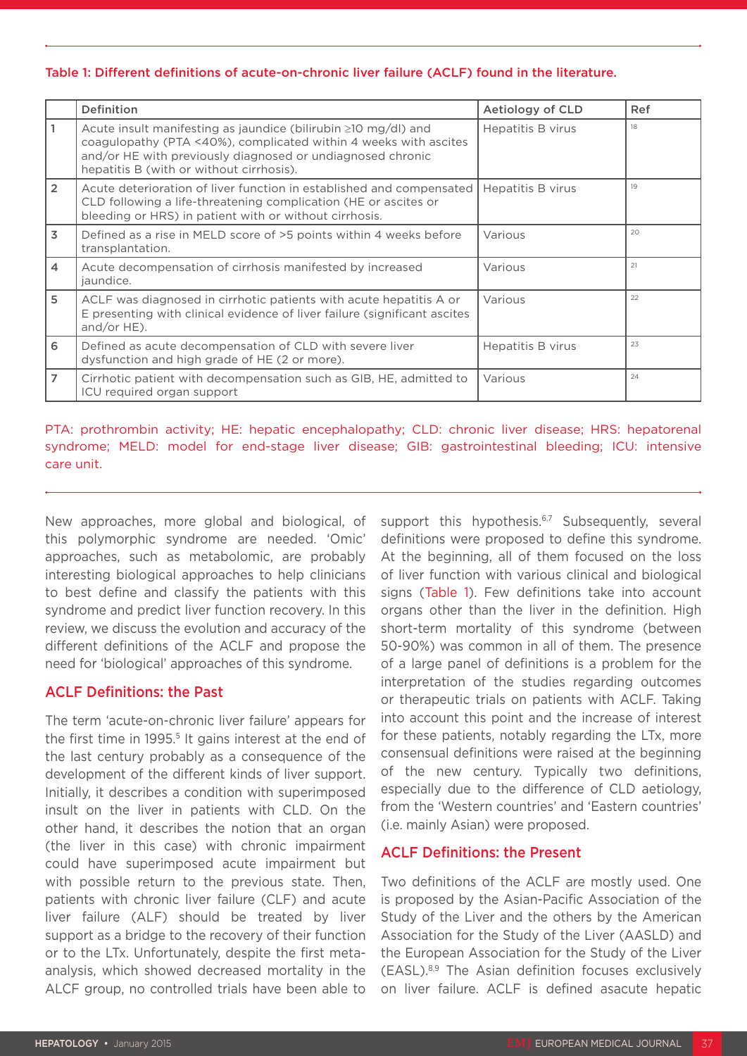**Table 1: Different definitions of acute-on-chronic liver failure (ACLF) found in the literature.**

| | Definition | Aetiology of CLD | Ref |
|---|---|---|---|
| 1 | Acute insult manifesting as jaundice (bilirubin ≥10 mg/dl) and coagulopathy (PTA <40%), complicated within 4 weeks with ascites and/or HE with previously diagnosed or undiagnosed chronic hepatitis B (with or without cirrhosis). | Hepatitis B virus | 18 |
| 2 | Acute deterioration of liver function in established and compensated CLD following a life-threatening complication (HE or ascites or bleeding or HRS) in patient with or without cirrhosis. | Hepatitis B virus | 19 |
| 3 | Defined as a rise in MELD score of >5 points within 4 weeks before transplantation. | Various | 20 |
| 4 | Acute decompensation of cirrhosis manifested by increased jaundice. | Various | 21 |
| 5 | ACLF was diagnosed in cirrhotic patients with acute hepatitis A or E presenting with clinical evidence of liver failure (significant ascites and/or HE). | Various | 22 |
| 6 | Defined as acute decompensation of CLD with severe liver dysfunction and high grade of HE (2 or more). | Hepatitis B virus | 23 |
| 7 | Cirrhotic patient with decompensation such as GIB, HE, admitted to ICU required organ support | Various | 24 |

PTA: prothrombin activity; HE: hepatic encephalopathy; CLD: chronic liver disease; HRS: hepatorenal syndrome; MELD: model for end-stage liver disease; GIB: gastrointestinal bleeding; ICU: intensive care unit.

New approaches, more global and biological, of this polymorphic syndrome are needed. 'Omic' approaches, such as metabolomic, are probably interesting biological approaches to help clinicians to best define and classify the patients with this syndrome and predict liver function recovery. In this review, we discuss the evolution and accuracy of the different definitions of the ACLF and propose the need for 'biological' approaches of this syndrome.

## ACLF Definitions: the Past

The term 'acute-on-chronic liver failure' appears for the first time in 1995.[5] It gains interest at the end of the last century probably as a consequence of the development of the different kinds of liver support. Initially, it describes a condition with superimposed insult on the liver in patients with CLD. On the other hand, it describes the notion that an organ (the liver in this case) with chronic impairment could have superimposed acute impairment but with possible return to the previous state. Then, patients with chronic liver failure (CLF) and acute liver failure (ALF) should be treated by liver support as a bridge to the recovery of their function or to the LTx. Unfortunately, despite the first meta-analysis, which showed decreased mortality in the ALCF group, no controlled trials have been able to support this hypothesis.[6,7] Subsequently, several definitions were proposed to define this syndrome. At the beginning, all of them focused on the loss of liver function with various clinical and biological signs (Table 1). Few definitions take into account organs other than the liver in the definition. High short-term mortality of this syndrome (between 50-90%) was common in all of them. The presence of a large panel of definitions is a problem for the interpretation of the studies regarding outcomes or therapeutic trials on patients with ACLF. Taking into account this point and the increase of interest for these patients, notably regarding the LTx, more consensual definitions were raised at the beginning of the new century. Typically two definitions, especially due to the difference of CLD aetiology, from the 'Western countries' and 'Eastern countries' (i.e. mainly Asian) were proposed.

## ACLF Definitions: the Present

Two definitions of the ACLF are mostly used. One is proposed by the Asian-Pacific Association of the Study of the Liver and the others by the American Association for the Study of the Liver (AASLD) and the European Association for the Study of the Liver (EASL).[8,9] The Asian definition focuses exclusively on liver failure. ACLF is defined asacute hepatic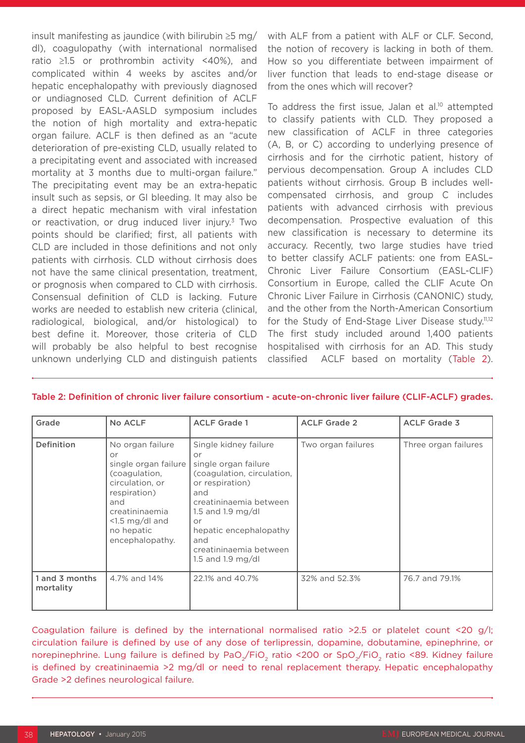insult manifesting as jaundice (with bilirubin ≥5 mg/dl), coagulopathy (with international normalised ratio ≥1.5 or prothrombin activity <40%), and complicated within 4 weeks by ascites and/or hepatic encephalopathy with previously diagnosed or undiagnosed CLD. Current definition of ACLF proposed by EASL-AASLD symposium includes the notion of high mortality and extra-hepatic organ failure. ACLF is then defined as an "acute deterioration of pre-existing CLD, usually related to a precipitating event and associated with increased mortality at 3 months due to multi-organ failure." The precipitating event may be an extra-hepatic insult such as sepsis, or GI bleeding. It may also be a direct hepatic mechanism with viral infestation or reactivation, or drug induced liver injury.[3] Two points should be clarified; first, all patients with CLD are included in those definitions and not only patients with cirrhosis. CLD without cirrhosis does not have the same clinical presentation, treatment, or prognosis when compared to CLD with cirrhosis. Consensual definition of CLD is lacking. Future works are needed to establish new criteria (clinical, radiological, biological, and/or histological) to best define it. Moreover, those criteria of CLD will probably be also helpful to best recognise unknown underlying CLD and distinguish patients with ALF from a patient with ALF or CLF. Second, the notion of recovery is lacking in both of them. How so you differentiate between impairment of liver function that leads to end-stage disease or from the ones which will recover?

To address the first issue, Jalan et al.[10] attempted to classify patients with CLD. They proposed a new classification of ACLF in three categories (A, B, or C) according to underlying presence of cirrhosis and for the cirrhotic patient, history of pervious decompensation. Group A includes CLD patients without cirrhosis. Group B includes well-compensated cirrhosis, and group C includes patients with advanced cirrhosis with previous decompensation. Prospective evaluation of this new classification is necessary to determine its accuracy. Recently, two large studies have tried to better classify ACLF patients: one from EASL–Chronic Liver Failure Consortium (EASL-CLIF) Consortium in Europe, called the CLIF Acute On Chronic Liver Failure in Cirrhosis (CANONIC) study, and the other from the North-American Consortium for the Study of End-Stage Liver Disease study.[11,12] The first study included around 1,400 patients hospitalised with cirrhosis for an AD. This study classified ACLF based on mortality (Table 2).

Table 2: Definition of chronic liver failure consortium - acute-on-chronic liver failure (CLIF-ACLF) grades.

| Grade | No ACLF | ACLF Grade 1 | ACLF Grade 2 | ACLF Grade 3 |
|---|---|---|---|---|
| Definition | No organ failure or single organ failure (coagulation, circulation, or respiration) and creatininaemia <1.5 mg/dl and no hepatic encephalopathy. | Single kidney failure or single organ failure (coagulation, circulation, or respiration) and creatininaemia between 1.5 and 1.9 mg/dl or hepatic encephalopathy and creatininaemia between 1.5 and 1.9 mg/dl | Two organ failures | Three organ failures |
| 1 and 3 months mortality | 4.7% and 14% | 22.1% and 40.7% | 32% and 52.3% | 76.7 and 79.1% |

Coagulation failure is defined by the international normalised ratio >2.5 or platelet count <20 g/l; circulation failure is defined by use of any dose of terlipressin, dopamine, dobutamine, epinephrine, or norepinephrine. Lung failure is defined by $PaO_2/FiO_2$ ratio <200 or $SpO_2/FiO_2$ ratio <89. Kidney failure is defined by creatininaemia >2 mg/dl or need to renal replacement therapy. Hepatic encephalopathy Grade >2 defines neurological failure.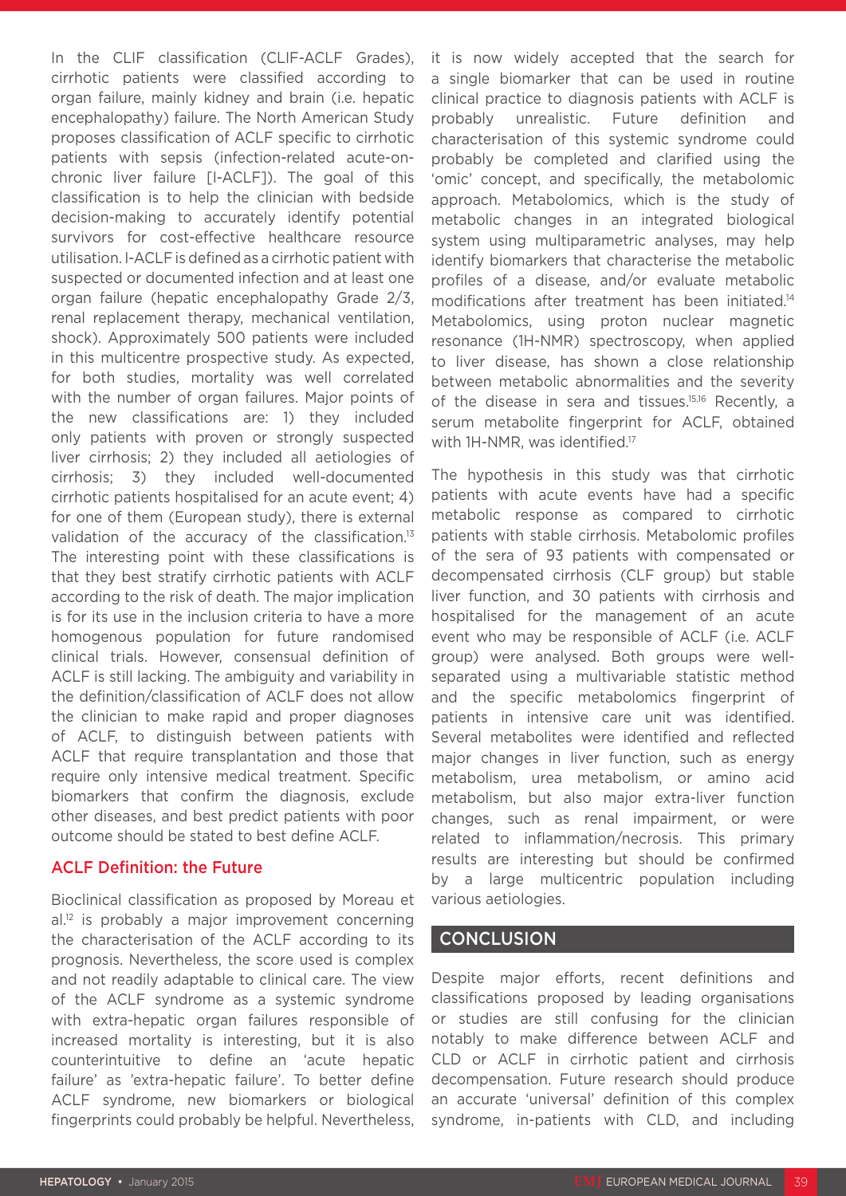In the CLIF classification (CLIF-ACLF Grades), cirrhotic patients were classified according to organ failure, mainly kidney and brain (i.e. hepatic encephalopathy) failure. The North American Study proposes classification of ACLF specific to cirrhotic patients with sepsis (infection-related acute-on-chronic liver failure [I-ACLF]). The goal of this classification is to help the clinician with bedside decision-making to accurately identify potential survivors for cost-effective healthcare resource utilisation. I-ACLF is defined as a cirrhotic patient with suspected or documented infection and at least one organ failure (hepatic encephalopathy Grade 2/3, renal replacement therapy, mechanical ventilation, shock). Approximately 500 patients were included in this multicentre prospective study. As expected, for both studies, mortality was well correlated with the number of organ failures. Major points of the new classifications are: 1) they included only patients with proven or strongly suspected liver cirrhosis; 2) they included all aetiologies of cirrhosis; 3) they included well-documented cirrhotic patients hospitalised for an acute event; 4) for one of them (European study), there is external validation of the accuracy of the classification.[13] The interesting point with these classifications is that they best stratify cirrhotic patients with ACLF according to the risk of death. The major implication is for its use in the inclusion criteria to have a more homogenous population for future randomised clinical trials. However, consensual definition of ACLF is still lacking. The ambiguity and variability in the definition/classification of ACLF does not allow the clinician to make rapid and proper diagnoses of ACLF, to distinguish between patients with ACLF that require transplantation and those that require only intensive medical treatment. Specific biomarkers that confirm the diagnosis, exclude other diseases, and best predict patients with poor outcome should be stated to best define ACLF.

### ACLF Definition: the Future

Bioclinical classification as proposed by Moreau et al.[12] is probably a major improvement concerning the characterisation of the ACLF according to its prognosis. Nevertheless, the score used is complex and not readily adaptable to clinical care. The view of the ACLF syndrome as a systemic syndrome with extra-hepatic organ failures responsible of increased mortality is interesting, but it is also counterintuitive to define an 'acute hepatic failure' as 'extra-hepatic failure'. To better define ACLF syndrome, new biomarkers or biological fingerprints could probably be helpful. Nevertheless, it is now widely accepted that the search for a single biomarker that can be used in routine clinical practice to diagnosis patients with ACLF is probably unrealistic. Future definition and characterisation of this systemic syndrome could probably be completed and clarified using the 'omic' concept, and specifically, the metabolomic approach. Metabolomics, which is the study of metabolic changes in an integrated biological system using multiparametric analyses, may help identify biomarkers that characterise the metabolic profiles of a disease, and/or evaluate metabolic modifications after treatment has been initiated.[14] Metabolomics, using proton nuclear magnetic resonance (1H-NMR) spectroscopy, when applied to liver disease, has shown a close relationship between metabolic abnormalities and the severity of the disease in sera and tissues.[15,16] Recently, a serum metabolite fingerprint for ACLF, obtained with 1H-NMR, was identified.[17]

The hypothesis in this study was that cirrhotic patients with acute events have had a specific metabolic response as compared to cirrhotic patients with stable cirrhosis. Metabolomic profiles of the sera of 93 patients with compensated or decompensated cirrhosis (CLF group) but stable liver function, and 30 patients with cirrhosis and hospitalised for the management of an acute event who may be responsible of ACLF (i.e. ACLF group) were analysed. Both groups were well-separated using a multivariable statistic method and the specific metabolomics fingerprint of patients in intensive care unit was identified. Several metabolites were identified and reflected major changes in liver function, such as energy metabolism, urea metabolism, or amino acid metabolism, but also major extra-liver function changes, such as renal impairment, or were related to inflammation/necrosis. This primary results are interesting but should be confirmed by a large multicentric population including various aetiologies.

## CONCLUSION

Despite major efforts, recent definitions and classifications proposed by leading organisations or studies are still confusing for the clinician notably to make difference between ACLF and CLD or ACLF in cirrhotic patient and cirrhosis decompensation. Future research should produce an accurate 'universal' definition of this complex syndrome, in-patients with CLD, and including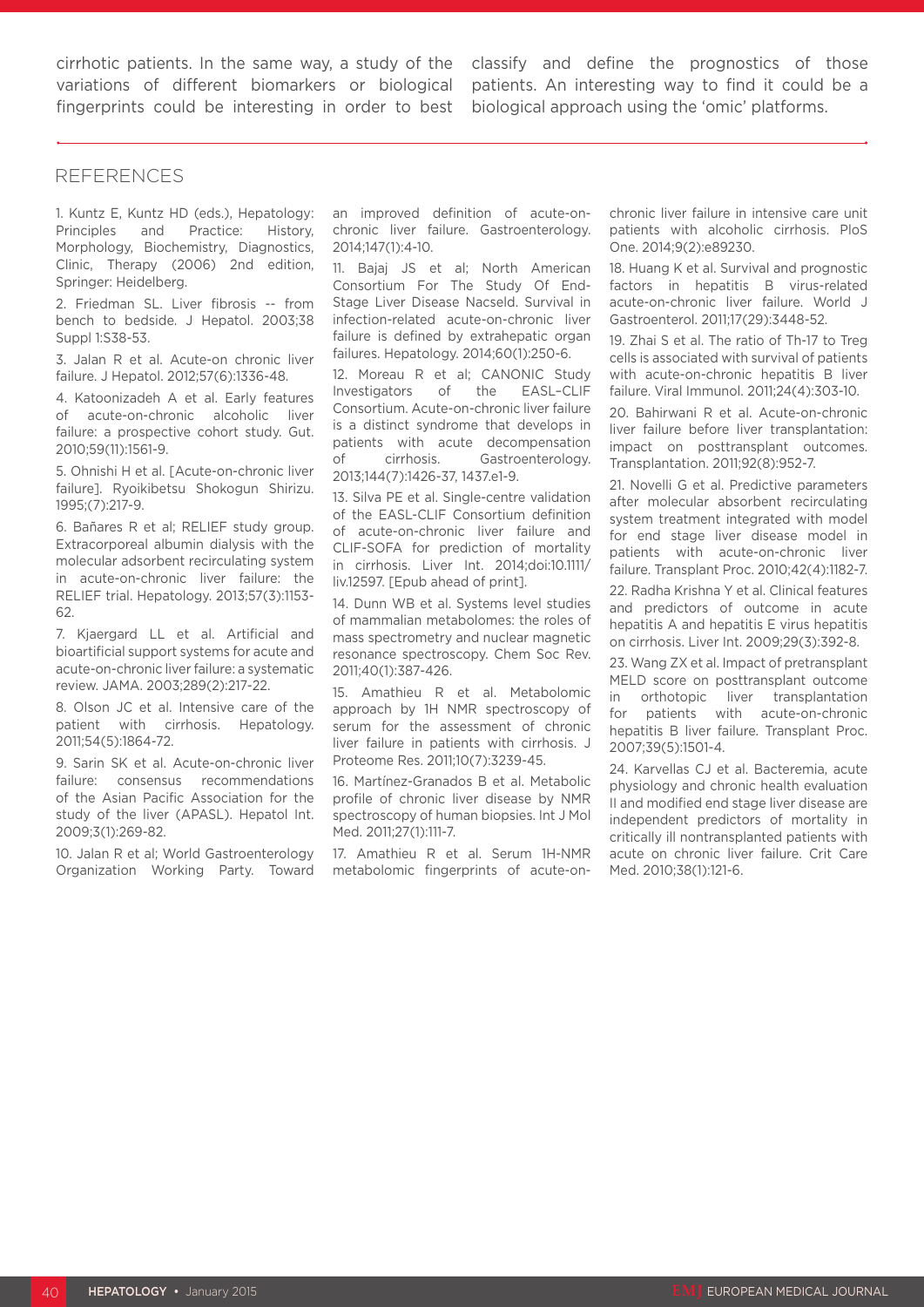cirrhotic patients. In the same way, a study of the variations of different biomarkers or biological fingerprints could be interesting in order to best classify and define the prognostics of those patients. An interesting way to find it could be a biological approach using the 'omic' platforms.

## REFERENCES

1. Kuntz E, Kuntz HD (eds.), Hepatology: Principles and Practice: History, Morphology, Biochemistry, Diagnostics, Clinic, Therapy (2006) 2nd edition, Springer: Heidelberg.

2. Friedman SL. Liver fibrosis -- from bench to bedside. J Hepatol. 2003;38 Suppl 1:S38-53.

3. Jalan R et al. Acute-on chronic liver failure. J Hepatol. 2012;57(6):1336-48.

4. Katoonizadeh A et al. Early features of acute-on-chronic alcoholic liver failure: a prospective cohort study. Gut. 2010;59(11):1561-9.

5. Ohnishi H et al. [Acute-on-chronic liver failure]. Ryoikibetsu Shokogun Shirizu. 1995;(7):217-9.

6. Bañares R et al; RELIEF study group. Extracorporeal albumin dialysis with the molecular adsorbent recirculating system in acute-on-chronic liver failure: the RELIEF trial. Hepatology. 2013;57(3):1153-62.

7. Kjaergard LL et al. Artificial and bioartificial support systems for acute and acute-on-chronic liver failure: a systematic review. JAMA. 2003;289(2):217-22.

8. Olson JC et al. Intensive care of the patient with cirrhosis. Hepatology. 2011;54(5):1864-72.

9. Sarin SK et al. Acute-on-chronic liver failure: consensus recommendations of the Asian Pacific Association for the study of the liver (APASL). Hepatol Int. 2009;3(1):269-82.

10. Jalan R et al; World Gastroenterology Organization Working Party. Toward an improved definition of acute-on-chronic liver failure. Gastroenterology. 2014;147(1):4-10.

11. Bajaj JS et al; North American Consortium For The Study Of End-Stage Liver Disease Nacseld. Survival in infection-related acute-on-chronic liver failure is defined by extrahepatic organ failures. Hepatology. 2014;60(1):250-6.

12. Moreau R et al; CANONIC Study Investigators of the EASL–CLIF Consortium. Acute-on-chronic liver failure is a distinct syndrome that develops in patients with acute decompensation of cirrhosis. Gastroenterology. 2013;144(7):1426-37, 1437.e1-9.

13. Silva PE et al. Single-centre validation of the EASL-CLIF Consortium definition of acute-on-chronic liver failure and CLIF-SOFA for prediction of mortality in cirrhosis. Liver Int. 2014;doi:10.1111/liv.12597. [Epub ahead of print].

14. Dunn WB et al. Systems level studies of mammalian metabolomes: the roles of mass spectrometry and nuclear magnetic resonance spectroscopy. Chem Soc Rev. 2011;40(1):387-426.

15. Amathieu R et al. Metabolomic approach by 1H NMR spectroscopy of serum for the assessment of chronic liver failure in patients with cirrhosis. J Proteome Res. 2011;10(7):3239-45.

16. Martínez-Granados B et al. Metabolic profile of chronic liver disease by NMR spectroscopy of human biopsies. Int J Mol Med. 2011;27(1):111-7.

17. Amathieu R et al. Serum 1H-NMR metabolomic fingerprints of acute-on-chronic liver failure in intensive care unit patients with alcoholic cirrhosis. PloS One. 2014;9(2):e89230.

18. Huang K et al. Survival and prognostic factors in hepatitis B virus-related acute-on-chronic liver failure. World J Gastroenterol. 2011;17(29):3448-52.

19. Zhai S et al. The ratio of Th-17 to Treg cells is associated with survival of patients with acute-on-chronic hepatitis B liver failure. Viral Immunol. 2011;24(4):303-10.

20. Bahirwani R et al. Acute-on-chronic liver failure before liver transplantation: impact on posttransplant outcomes. Transplantation. 2011;92(8):952-7.

21. Novelli G et al. Predictive parameters after molecular absorbent recirculating system treatment integrated with model for end stage liver disease model in patients with acute-on-chronic liver failure. Transplant Proc. 2010;42(4):1182-7.

22. Radha Krishna Y et al. Clinical features and predictors of outcome in acute hepatitis A and hepatitis E virus hepatitis on cirrhosis. Liver Int. 2009;29(3):392-8.

23. Wang ZX et al. Impact of pretransplant MELD score on posttransplant outcome in orthotopic liver transplantation for patients with acute-on-chronic hepatitis B liver failure. Transplant Proc. 2007;39(5):1501-4.

24. Karvellas CJ et al. Bacteremia, acute physiology and chronic health evaluation II and modified end stage liver disease are independent predictors of mortality in critically ill nontransplanted patients with acute on chronic liver failure. Crit Care Med. 2010;38(1):121-6.